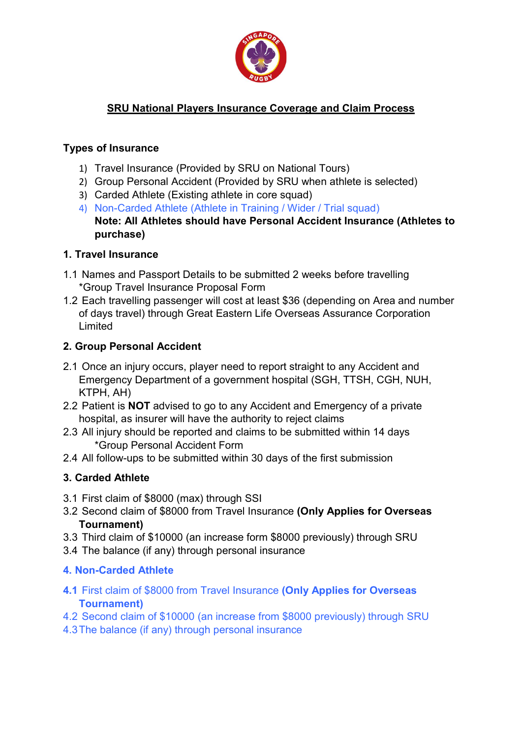# SRU National Players Insurance Coverage and Claim Process

**Types of Insurance**

1) Travel Insurance (Provided by SRU on National Tours)
2) Group Personal Accident (Provided by SRU when athlete is selected)
3) Carded Athlete (Existing athlete in core squad)
4) Non-Carded Athlete (Athlete in Training / Wider / Trial squad)

**Note: All Athletes should have Personal Accident Insurance (Athletes to purchase)**

**1. Travel Insurance**

1.1 Names and Passport Details to be submitted 2 weeks before travelling
*Group Travel Insurance Proposal Form

1.2 Each travelling passenger will cost at least $36 (depending on Area and number of days travel) through Great Eastern Life Overseas Assurance Corporation Limited

**2. Group Personal Accident**

2.1 Once an injury occurs, player need to report straight to any Accident and Emergency Department of a government hospital (SGH, TTSH, CGH, NUH, KTPH, AH)

2.2 Patient is **NOT** advised to go to any Accident and Emergency of a private hospital, as insurer will have the authority to reject claims

2.3 All injury should be reported and claims to be submitted within 14 days
*Group Personal Accident Form

2.4 All follow-ups to be submitted within 30 days of the first submission

**3. Carded Athlete**

3.1 First claim of $8000 (max) through SSI

3.2 Second claim of $8000 from Travel Insurance **(Only Applies for Overseas Tournament)**

3.3 Third claim of $10000 (an increase form $8000 previously) through SRU

3.4 The balance (if any) through personal insurance

**4. Non-Carded Athlete**

4.1 First claim of $8000 from Travel Insurance **(Only Applies for Overseas Tournament)**

4.2 Second claim of $10000 (an increase from $8000 previously) through SRU

4.3 The balance (if any) through personal insurance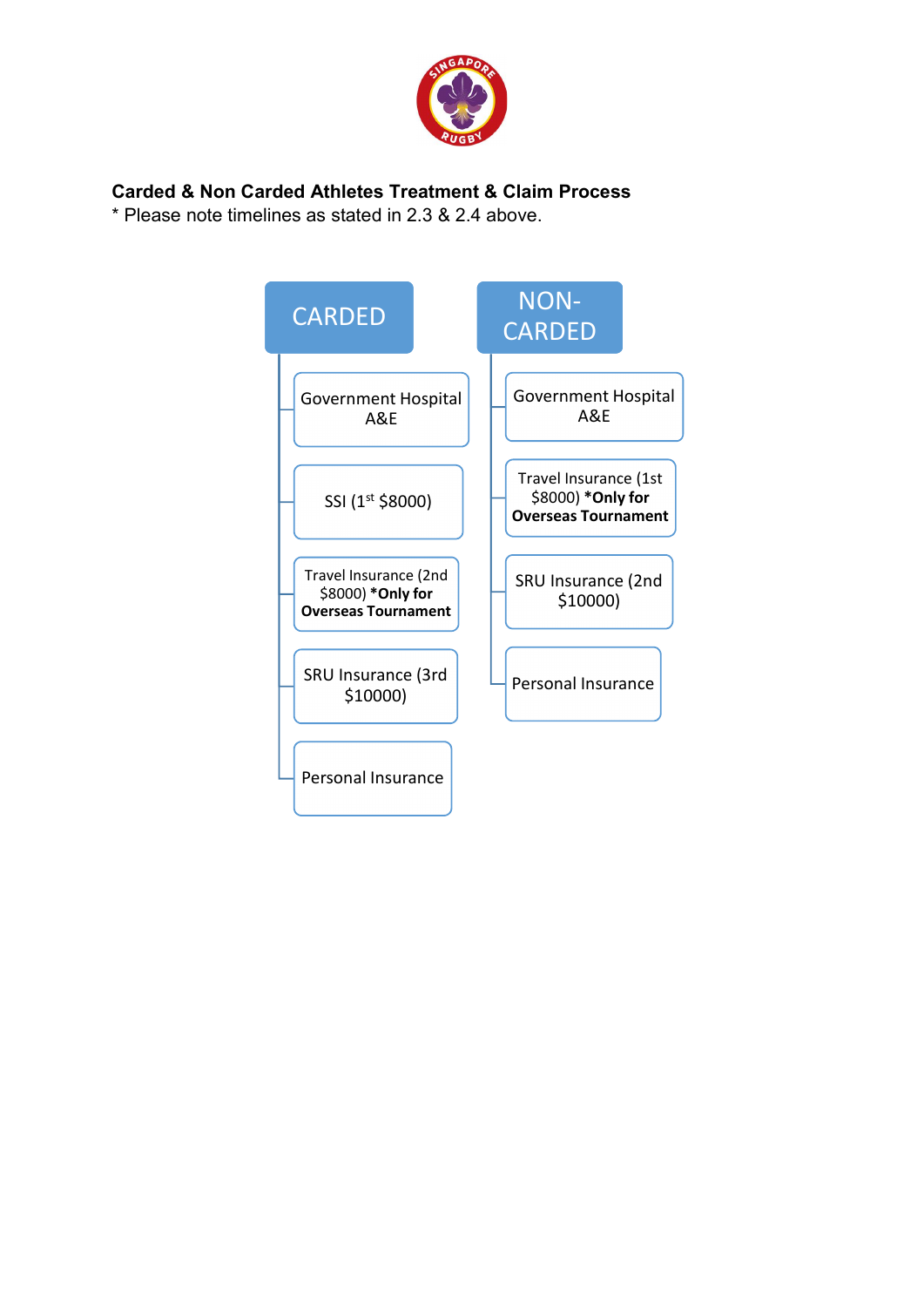**Carded & Non Carded Athletes Treatment & Claim Process**

\* Please note timelines as stated in 2.3 & 2.4 above.

**CARDED**

- Government Hospital A&E
- SSI (1st $8000)
- Travel Insurance (2nd $8000) ***Only for Overseas Tournament**
- SRU Insurance (3rd $10000)
- Personal Insurance

**NON-CARDED**

- Government Hospital A&E
- Travel Insurance (1st $8000) ***Only for Overseas Tournament**
- SRU Insurance (2nd $10000)
- Personal Insurance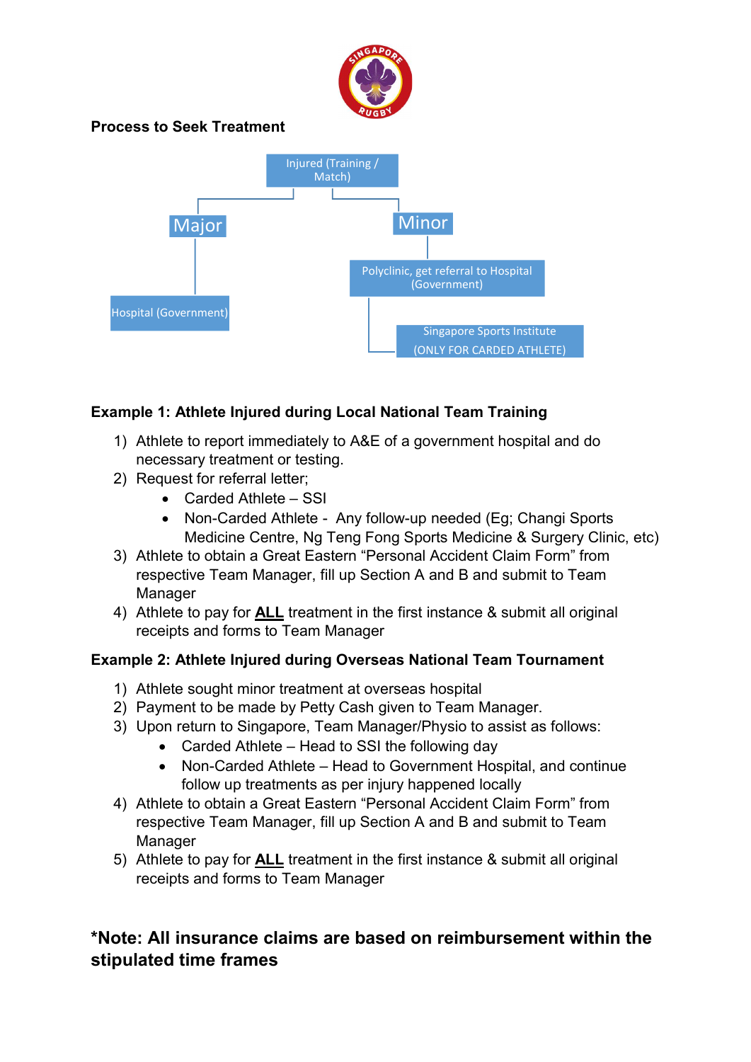## Process to Seek Treatment

Injured (Training / Match)

Major

Hospital (Government)

Minor

Polyclinic, get referral to Hospital (Government)

Singapore Sports Institute (ONLY FOR CARDED ATHLETE)

### Example 1: Athlete Injured during Local National Team Training

1) Athlete to report immediately to A&E of a government hospital and do necessary treatment or testing.
2) Request for referral letter;
   - Carded Athlete – SSI
   - Non-Carded Athlete - Any follow-up needed (Eg; Changi Sports Medicine Centre, Ng Teng Fong Sports Medicine & Surgery Clinic, etc)
3) Athlete to obtain a Great Eastern “Personal Accident Claim Form” from respective Team Manager, fill up Section A and B and submit to Team Manager
4) Athlete to pay for **ALL** treatment in the first instance & submit all original receipts and forms to Team Manager

### Example 2: Athlete Injured during Overseas National Team Tournament

1) Athlete sought minor treatment at overseas hospital
2) Payment to be made by Petty Cash given to Team Manager.
3) Upon return to Singapore, Team Manager/Physio to assist as follows:
   - Carded Athlete – Head to SSI the following day
   - Non-Carded Athlete – Head to Government Hospital, and continue follow up treatments as per injury happened locally
4) Athlete to obtain a Great Eastern “Personal Accident Claim Form” from respective Team Manager, fill up Section A and B and submit to Team Manager
5) Athlete to pay for **ALL** treatment in the first instance & submit all original receipts and forms to Team Manager

**\*Note: All insurance claims are based on reimbursement within the stipulated time frames**